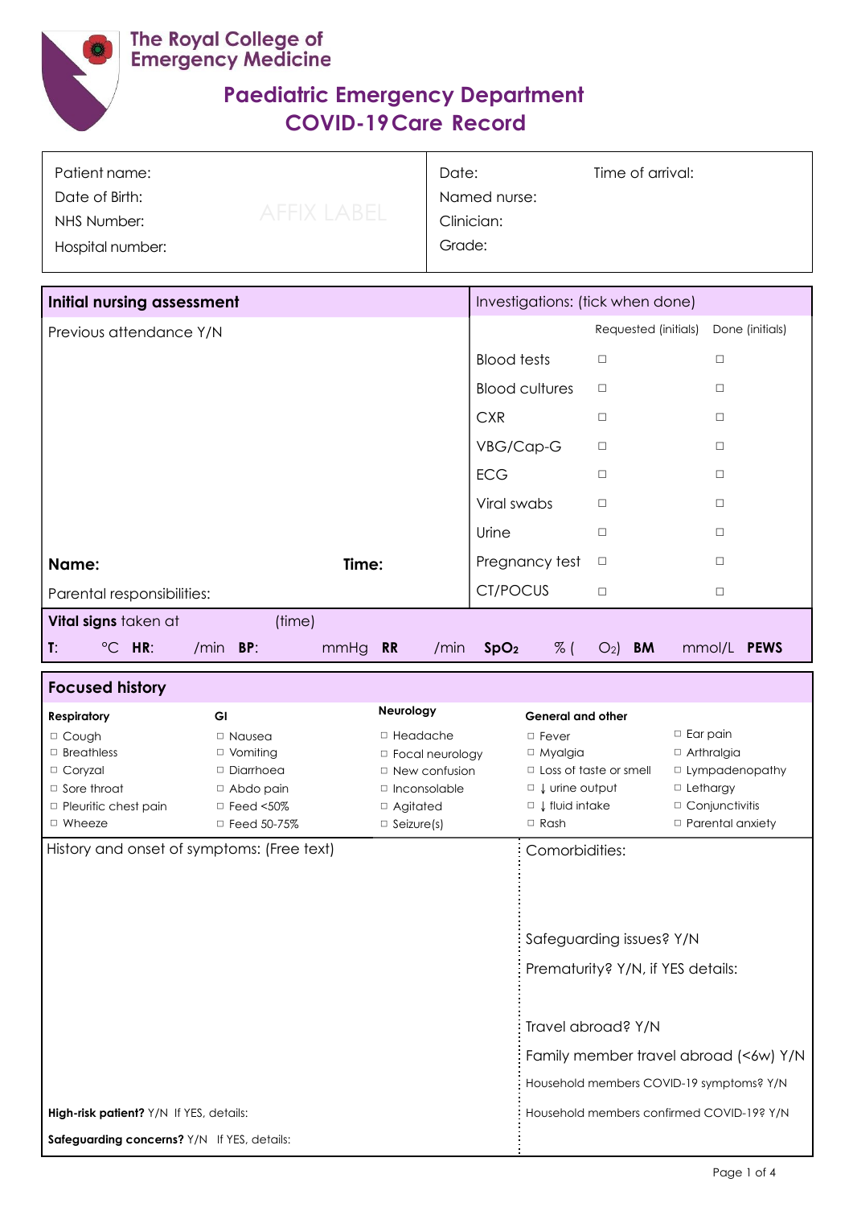The Royal College of Emergency Medicine

# Paediatric Emergency Department
# COVID-19 Care Record

| Patient name: | Date: Time of arrival: |
|---|---|
| Date of Birth: | Named nurse: |
| NHS Number: AFFIX LABEL | Clinician: |
| Hospital number: | Grade: |

## Initial nursing assessment

Previous attendance Y/N

**Name:** **Time:**

Parental responsibilities:

| Investigations: (tick when done) | Requested (initials) | Done (initials) |
|---|---|---|
| Blood tests | □ | □ |
| Blood cultures | □ | □ |
| CXR | □ | □ |
| VBG/Cap-G | □ | □ |
| ECG | □ | □ |
| Viral swabs | □ | □ |
| Urine | □ | □ |
| Pregnancy test | □ | □ |
| CT/POCUS | □ | □ |

**Vital signs** taken at (time)

**T**: °C **HR**: /min **BP**: mmHg **RR** /min **SpO₂** % ( O₂) **BM** mmol/L **PEWS**

## Focused history

| Respiratory | GI | Neurology | General and other | |
|---|---|---|---|---|
| □ Cough | □ Nausea | □ Headache | □ Fever | □ Ear pain |
| □ Breathless | □ Vomiting | □ Focal neurology | □ Myalgia | □ Arthralgia |
| □ Coryzal | □ Diarrhoea | □ New confusion | □ Loss of taste or smell | □ Lympadenopathy |
| □ Sore throat | □ Abdo pain | □ Inconsolable | □ ↓ urine output | □ Lethargy |
| □ Pleuritic chest pain | □ Feed <50% | □ Agitated | □ ↓ fluid intake | □ Conjunctivitis |
| □ Wheeze | □ Feed 50-75% | □ Seizure(s) | □ Rash | □ Parental anxiety |

History and onset of symptoms: (Free text)

**High-risk patient?** Y/N If YES, details:

**Safeguarding concerns?** Y/N If YES, details:

Comorbidities:

Safeguarding issues? Y/N

Prematurity? Y/N, if YES details:

Travel abroad? Y/N

Family member travel abroad (<6w) Y/N

Household members COVID-19 symptoms? Y/N

Household members confirmed COVID-19? Y/N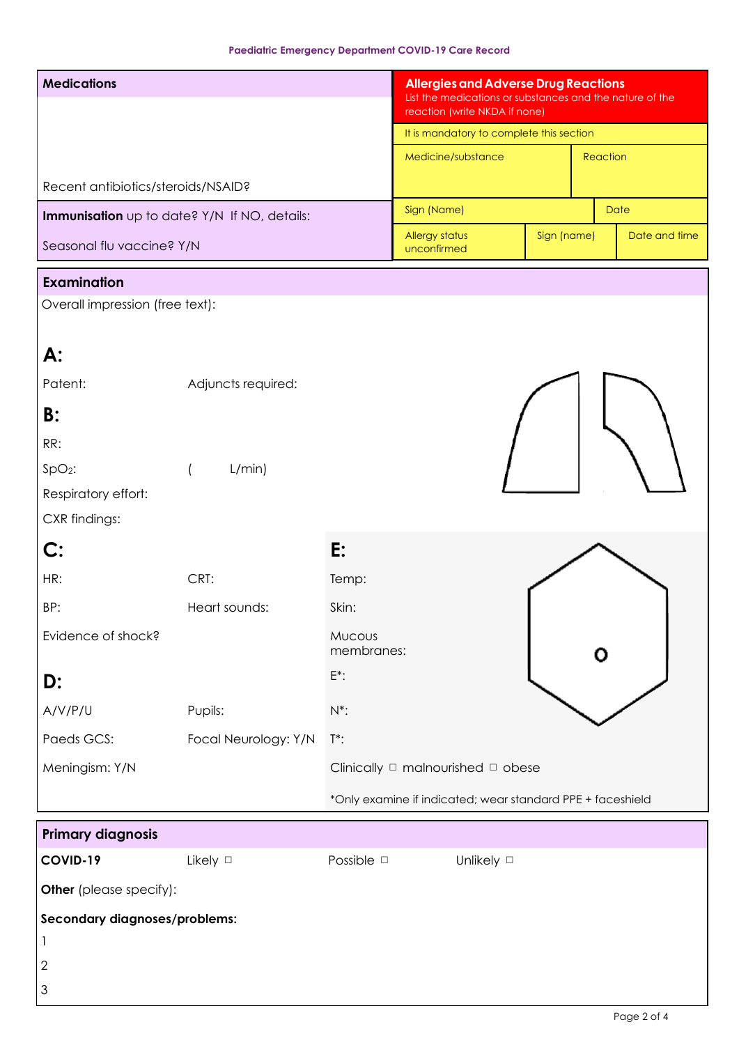**Paediatric Emergency Department COVID-19 Care Record**

| **Medications** | **Allergies and Adverse Drug Reactions** List the medications or substances and the nature of the reaction (write NKDA if none) | | |
|---|---|---|---|
| | It is mandatory to complete this section | | |
| | Medicine/substance | Reaction | |
| Recent antibiotics/steroids/NSAID? | Sign (Name) | Date | |
| **Immunisation** up to date? Y/N If NO, details: Seasonal flu vaccine? Y/N | Allergy status unconfirmed | Sign (name) | Date and time |

## Examination

Overall impression (free text):

### A:

Patent: Adjuncts required:

### B:

RR:

$SpO_2$: ( L/min)

Respiratory effort:

CXR findings:

### C:

HR: CRT:

BP: Heart sounds:

Evidence of shock?

### D:

A/V/P/U Pupils:

Paeds GCS: Focal Neurology: Y/N

Meningism: Y/N

### E:

Temp:

Skin:

Mucous membranes:

E*:

N*:

T*:

Clinically ☐ malnourished ☐ obese

*Only examine if indicated; wear standard PPE + faceshield

## Primary diagnosis

**COVID-19** Likely ☐ Possible ☐ Unlikely ☐

**Other** (please specify):

**Secondary diagnoses/problems:**

1

2

3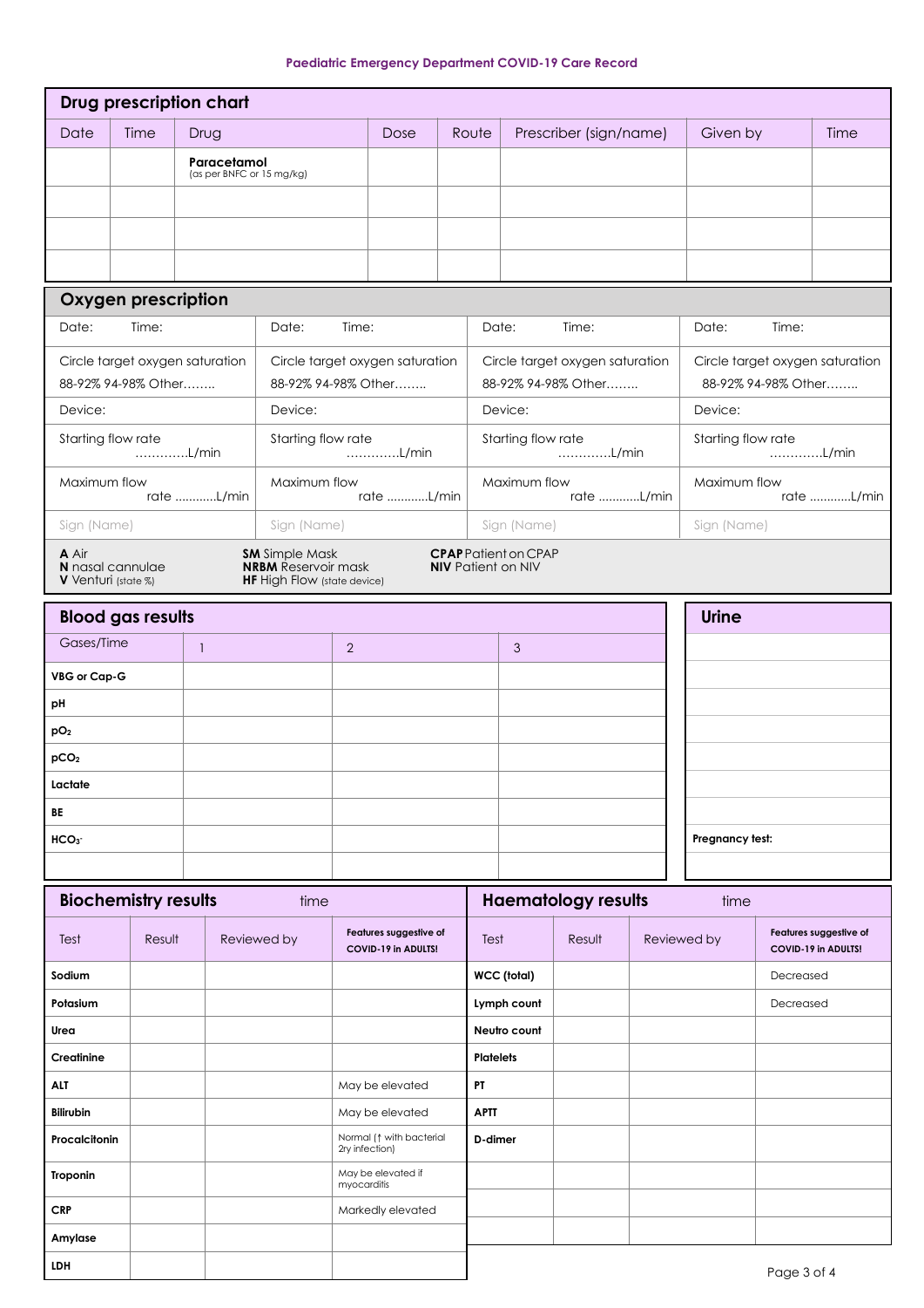Paediatric Emergency Department COVID-19 Care Record

## Drug prescription chart

| Date | Time | Drug | Dose | Route | Prescriber (sign/name) | Given by | Time |
|---|---|---|---|---|---|---|---|
| | | **Paracetamol** (as per BNFC or 15 mg/kg) | | | | | |
| | | | | | | | |
| | | | | | | | |
| | | | | | | | |

## Oxygen prescription

| | | | |
|---|---|---|---|
| Date: Time: | Date: Time: | Date: Time: | Date: Time: |
| Circle target oxygen saturation 88-92% 94-98% Other…….. | Circle target oxygen saturation 88-92% 94-98% Other…….. | Circle target oxygen saturation 88-92% 94-98% Other…….. | Circle target oxygen saturation 88-92% 94-98% Other…….. |
| Device: | Device: | Device: | Device: |
| Starting flow rate ………….L/min | Starting flow rate ………….L/min | Starting flow rate ………….L/min | Starting flow rate ………….L/min |
| Maximum flow rate …………L/min | Maximum flow rate …………L/min | Maximum flow rate …………L/min | Maximum flow rate …………L/min |
| Sign (Name) | Sign (Name) | Sign (Name) | Sign (Name) |

**A** Air
**N** nasal cannulae
**V** Venturi (state %)
**SM** Simple Mask
**NRBM** Reservoir mask
**HF** High Flow (state device)
**CPAP** Patient on CPAP
**NIV** Patient on NIV

## Blood gas results

| Gases/Time | 1 | 2 | 3 |
|---|---|---|---|
| **VBG or Cap-G** | | | |
| **pH** | | | |
| **$pO_2$** | | | |
| **$pCO_2$** | | | |
| **Lactate** | | | |
| **BE** | | | |
| **$HCO_3^-$** | | | |
| | | | |

## Urine

| |
|---|
| |
| |
| |
| |
| |
| |
| **Pregnancy test:** |
| |

## Biochemistry results

time

| Test | Result | Reviewed by | Features suggestive of COVID-19 in ADULTS! |
|---|---|---|---|
| **Sodium** | | | |
| **Potasium** | | | |
| **Urea** | | | |
| **Creatinine** | | | |
| **ALT** | | | May be elevated |
| **Bilirubin** | | | May be elevated |
| **Procalcitonin** | | | Normal (↑ with bacterial 2ry infection) |
| **Troponin** | | | May be elevated if myocarditis |
| **CRP** | | | Markedly elevated |
| **Amylase** | | | |
| **LDH** | | | |

## Haematology results

time

| Test | Result | Reviewed by | Features suggestive of COVID-19 in ADULTS! |
|---|---|---|---|
| **WCC (total)** | | | Decreased |
| **Lymph count** | | | Decreased |
| **Neutro count** | | | |
| **Platelets** | | | |
| **PT** | | | |
| **APTT** | | | |
| **D-dimer** | | | |
| | | | |
| | | | |
| | | | |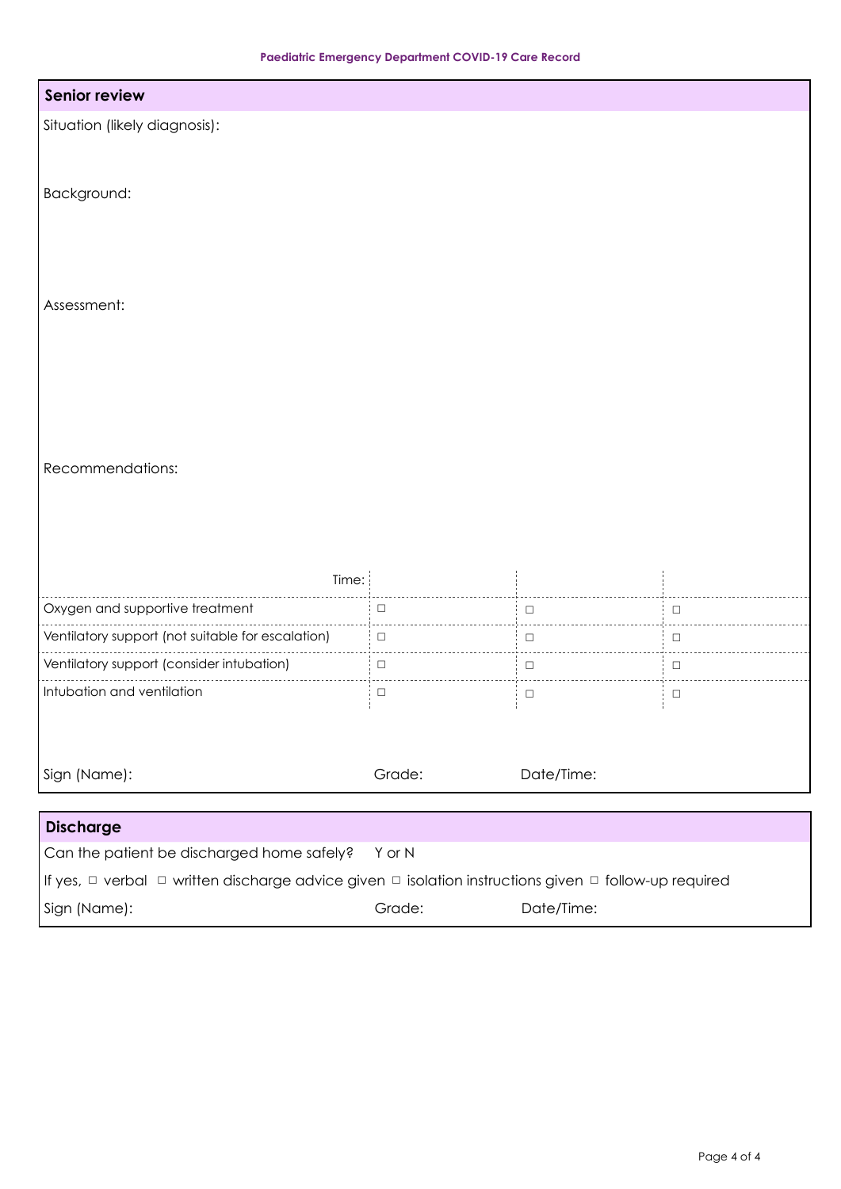## Senior review

Situation (likely diagnosis):

Background:

Assessment:

Recommendations:

| Time: | | | |
|---|---|---|---|
| Oxygen and supportive treatment | □ | □ | □ |
| Ventilatory support (not suitable for escalation) | □ | □ | □ |
| Ventilatory support (consider intubation) | □ | □ | □ |
| Intubation and ventilation | □ | □ | □ |

Sign (Name): Grade: Date/Time:

## Discharge

Can the patient be discharged home safely? Y or N

If yes, □ verbal □ written discharge advice given □ isolation instructions given □ follow-up required

Sign (Name): Grade: Date/Time: